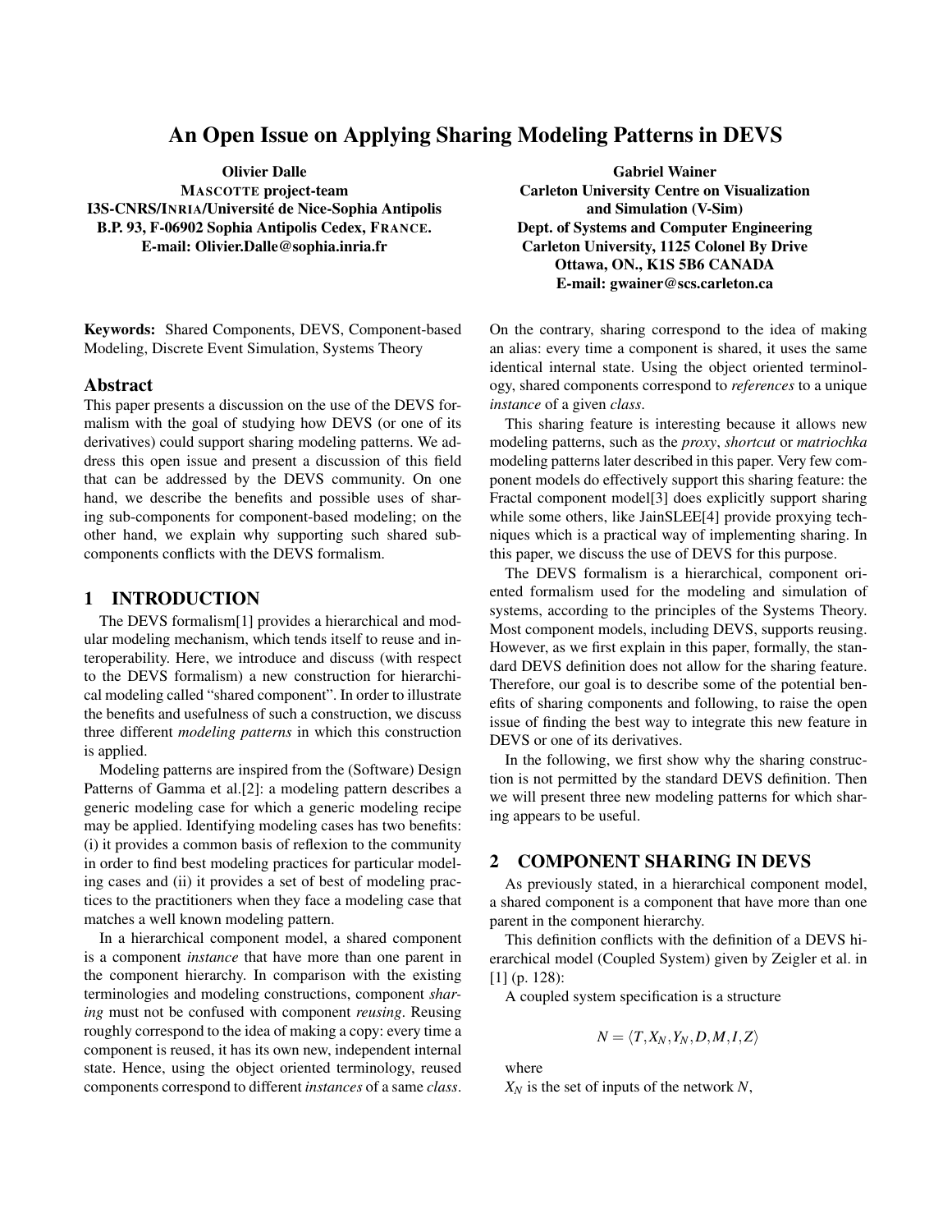# An Open Issue on Applying Sharing Modeling Patterns in DEVS

**Olivier Dalle**
**MASCOTTE project-team**
**I3S-CNRS/INRIA/Université de Nice-Sophia Antipolis**
**B.P. 93, F-06902 Sophia Antipolis Cedex, FRANCE.**
**E-mail: Olivier.Dalle@sophia.inria.fr**

**Gabriel Wainer**
**Carleton University Centre on Visualization and Simulation (V-Sim)**
**Dept. of Systems and Computer Engineering**
**Carleton University, 1125 Colonel By Drive**
**Ottawa, ON., K1S 5B6 CANADA**
**E-mail: gwainer@scs.carleton.ca**

**Keywords:** Shared Components, DEVS, Component-based Modeling, Discrete Event Simulation, Systems Theory

## Abstract

This paper presents a discussion on the use of the DEVS formalism with the goal of studying how DEVS (or one of its derivatives) could support sharing modeling patterns. We address this open issue and present a discussion of this field that can be addressed by the DEVS community. On one hand, we describe the benefits and possible uses of sharing sub-components for component-based modeling; on the other hand, we explain why supporting such shared sub-components conflicts with the DEVS formalism.

## 1 INTRODUCTION

The DEVS formalism[1] provides a hierarchical and modular modeling mechanism, which tends itself to reuse and interoperability. Here, we introduce and discuss (with respect to the DEVS formalism) a new construction for hierarchical modeling called "shared component". In order to illustrate the benefits and usefulness of such a construction, we discuss three different *modeling patterns* in which this construction is applied.

Modeling patterns are inspired from the (Software) Design Patterns of Gamma et al.[2]: a modeling pattern describes a generic modeling case for which a generic modeling recipe may be applied. Identifying modeling cases has two benefits: (i) it provides a common basis of reflexion to the community in order to find best modeling practices for particular modeling cases and (ii) it provides a set of best of modeling practices to the practitioners when they face a modeling case that matches a well known modeling pattern.

In a hierarchical component model, a shared component is a component *instance* that have more than one parent in the component hierarchy. In comparison with the existing terminologies and modeling constructions, component *sharing* must not be confused with component *reusing*. Reusing roughly correspond to the idea of making a copy: every time a component is reused, it has its own new, independent internal state. Hence, using the object oriented terminology, reused components correspond to different *instances* of a same *class*. On the contrary, sharing correspond to the idea of making an alias: every time a component is shared, it uses the same identical internal state. Using the object oriented terminology, shared components correspond to *references* to a unique *instance* of a given *class*.

This sharing feature is interesting because it allows new modeling patterns, such as the *proxy*, *shortcut* or *matriochka* modeling patterns later described in this paper. Very few component models do effectively support this sharing feature: the Fractal component model[3] does explicitly support sharing while some others, like JainSLEE[4] provide proxying techniques which is a practical way of implementing sharing. In this paper, we discuss the use of DEVS for this purpose.

The DEVS formalism is a hierarchical, component oriented formalism used for the modeling and simulation of systems, according to the principles of the Systems Theory. Most component models, including DEVS, supports reusing. However, as we first explain in this paper, formally, the standard DEVS definition does not allow for the sharing feature. Therefore, our goal is to describe some of the potential benefits of sharing components and following, to raise the open issue of finding the best way to integrate this new feature in DEVS or one of its derivatives.

In the following, we first show why the sharing construction is not permitted by the standard DEVS definition. Then we will present three new modeling patterns for which sharing appears to be useful.

## 2 COMPONENT SHARING IN DEVS

As previously stated, in a hierarchical component model, a shared component is a component that have more than one parent in the component hierarchy.

This definition conflicts with the definition of a DEVS hierarchical model (Coupled System) given by Zeigler et al. in [1] (p. 128):

A coupled system specification is a structure

$$N = \langle T, X_N, Y_N, D, M, I, Z \rangle$$

where

$X_N$ is the set of inputs of the network $N$,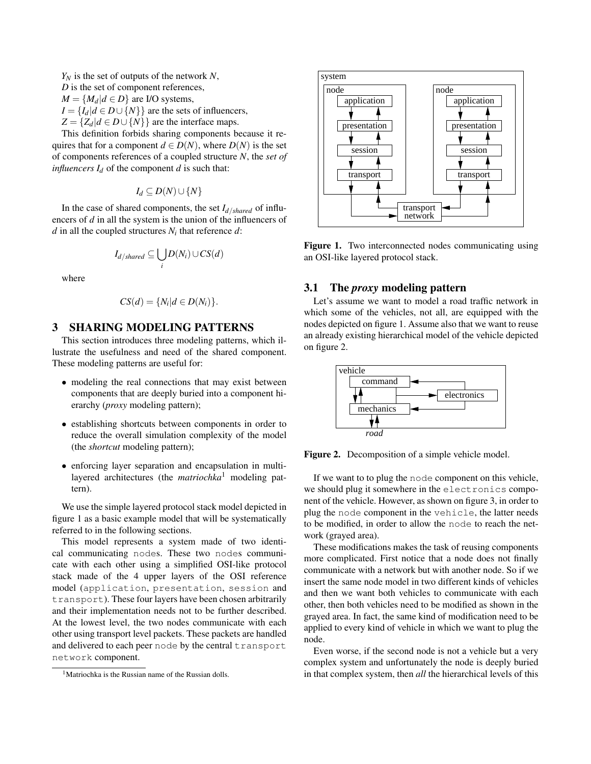$Y_N$ is the set of outputs of the network $N$,
$D$ is the set of component references,
$M = \{M_d | d \in D\}$ are I/O systems,
$I = \{I_d | d \in D \cup \{N\}\}$ are the sets of influencers,
$Z = \{Z_d | d \in D \cup \{N\}\}$ are the interface maps.

This definition forbids sharing components because it requires that for a component $d \in D(N)$, where $D(N)$ is the set of components references of a coupled structure $N$, the *set of influencers* $I_d$ of the component $d$ is such that:

$$I_d \subseteq D(N) \cup \{N\}$$

In the case of shared components, the set $I_{d/shared}$ of influencers of $d$ in all the system is the union of the influencers of $d$ in all the coupled structures $N_i$ that reference $d$:

$$I_{d/shared} \subseteq \bigcup_i D(N_i) \cup CS(d)$$

where

$$CS(d) = \{N_i | d \in D(N_i)\}.$$

# 3 SHARING MODELING PATTERNS

This section introduces three modeling patterns, which illustrate the usefulness and need of the shared component. These modeling patterns are useful for:

- modeling the real connections that may exist between components that are deeply buried into a component hierarchy (*proxy* modeling pattern);
- establishing shortcuts between components in order to reduce the overall simulation complexity of the model (the *shortcut* modeling pattern);
- enforcing layer separation and encapsulation in multi-layered architectures (the *matriochka*[1] modeling pattern).

We use the simple layered protocol stack model depicted in figure 1 as a basic example model that will be systematically referred to in the following sections.

This model represents a system made of two identical communicating `node`s. These two `node`s communicate with each other using a simplified OSI-like protocol stack made of the 4 upper layers of the OSI reference model (`application`, `presentation`, `session` and `transport`). These four layers have been chosen arbitrarily and their implementation needs not to be further described. At the lowest level, the two nodes communicate with each other using transport level packets. These packets are handled and delivered to each peer `node` by the central `transport network` component.

[1] Matriochka is the Russian name of the Russian dolls.

Figure 1. Two interconnected nodes communicating using an OSI-like layered protocol stack.

## 3.1 The *proxy* modeling pattern

Let's assume we want to model a road traffic network in which some of the vehicles, not all, are equipped with the nodes depicted on figure 1. Assume also that we want to reuse an already existing hierarchical model of the vehicle depicted on figure 2.

Figure 2. Decomposition of a simple vehicle model.

If we want to to plug the `node` component on this vehicle, we should plug it somewhere in the `electronics` component of the vehicle. However, as shown on figure 3, in order to plug the `node` component in the `vehicle`, the latter needs to be modified, in order to allow the `node` to reach the network (grayed area).

These modifications makes the task of reusing components more complicated. First notice that a node does not finally communicate with a network but with another node. So if we insert the same node model in two different kinds of vehicles and then we want both vehicles to communicate with each other, then both vehicles need to be modified as shown in the grayed area. In fact, the same kind of modification need to be applied to every kind of vehicle in which we want to plug the node.

Even worse, if the second node is not a vehicle but a very complex system and unfortunately the node is deeply buried in that complex system, then *all* the hierarchical levels of this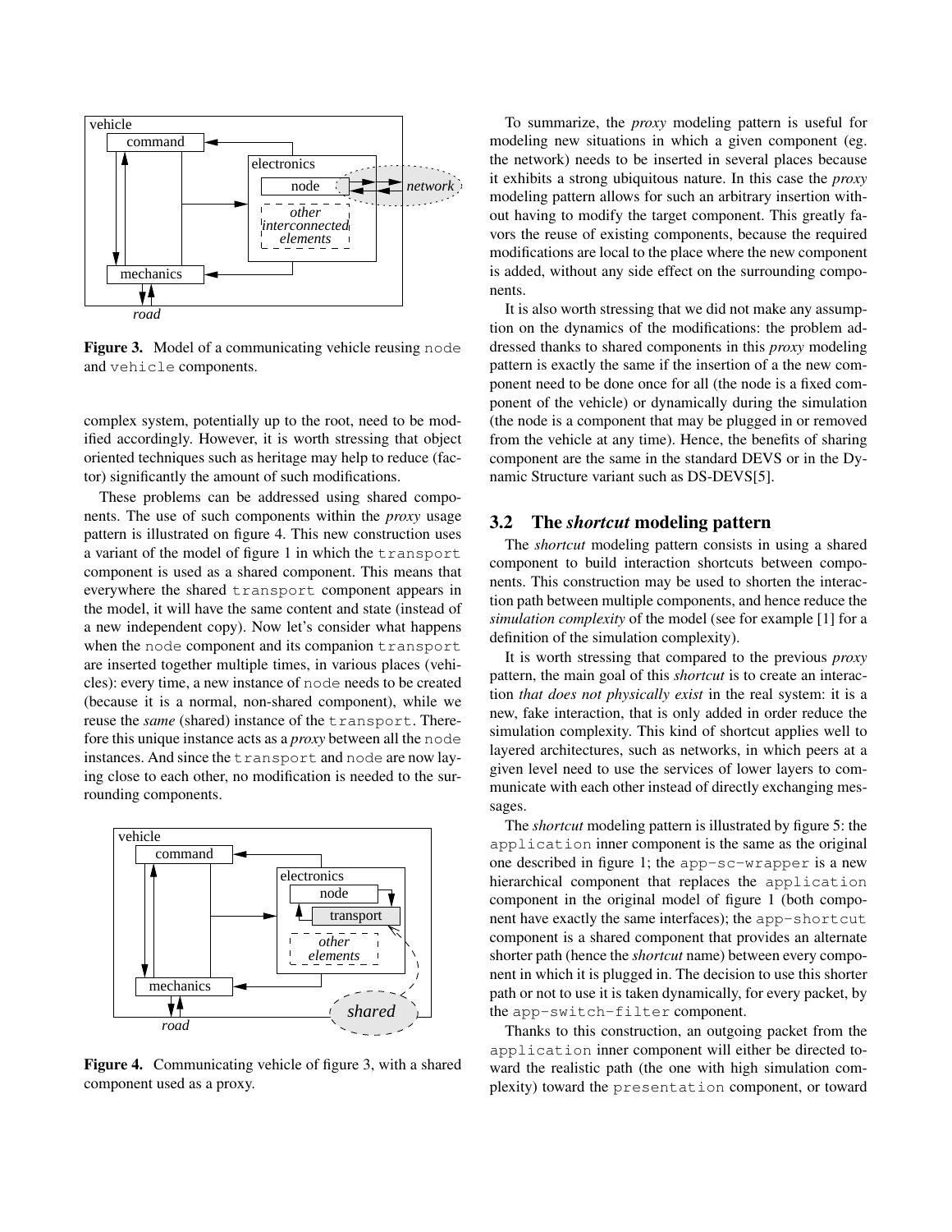Figure 3. Model of a communicating vehicle reusing `node` and `vehicle` components.

complex system, potentially up to the root, need to be modified accordingly. However, it is worth stressing that object oriented techniques such as heritage may help to reduce (factor) significantly the amount of such modifications.

These problems can be addressed using shared components. The use of such components within the *proxy* usage pattern is illustrated on figure 4. This new construction uses a variant of the model of figure 1 in which the `transport` component is used as a shared component. This means that everywhere the shared `transport` component appears in the model, it will have the same content and state (instead of a new independent copy). Now let's consider what happens when the `node` component and its companion `transport` are inserted together multiple times, in various places (vehicles): every time, a new instance of `node` needs to be created (because it is a normal, non-shared component), while we reuse the *same* (shared) instance of the `transport`. Therefore this unique instance acts as a *proxy* between all the `node` instances. And since the `transport` and `node` are now laying close to each other, no modification is needed to the surrounding components.

Figure 4. Communicating vehicle of figure 3, with a shared component used as a proxy.

To summarize, the *proxy* modeling pattern is useful for modeling new situations in which a given component (eg. the network) needs to be inserted in several places because it exhibits a strong ubiquitous nature. In this case the *proxy* modeling pattern allows for such an arbitrary insertion without having to modify the target component. This greatly favors the reuse of existing components, because the required modifications are local to the place where the new component is added, without any side effect on the surrounding components.

It is also worth stressing that we did not make any assumption on the dynamics of the modifications: the problem addressed thanks to shared components in this *proxy* modeling pattern is exactly the same if the insertion of a the new component need to be done once for all (the node is a fixed component of the vehicle) or dynamically during the simulation (the node is a component that may be plugged in or removed from the vehicle at any time). Hence, the benefits of sharing component are the same in the standard DEVS or in the Dynamic Structure variant such as DS-DEVS[5].

## 3.2 The *shortcut* modeling pattern

The *shortcut* modeling pattern consists in using a shared component to build interaction shortcuts between components. This construction may be used to shorten the interaction path between multiple components, and hence reduce the *simulation complexity* of the model (see for example [1] for a definition of the simulation complexity).

It is worth stressing that compared to the previous *proxy* pattern, the main goal of this *shortcut* is to create an interaction *that does not physically exist* in the real system: it is a new, fake interaction, that is only added in order reduce the simulation complexity. This kind of shortcut applies well to layered architectures, such as networks, in which peers at a given level need to use the services of lower layers to communicate with each other instead of directly exchanging messages.

The *shortcut* modeling pattern is illustrated by figure 5: the `application` inner component is the same as the original one described in figure 1; the `app-sc-wrapper` is a new hierarchical component that replaces the `application` component in the original model of figure 1 (both component have exactly the same interfaces); the `app-shortcut` component is a shared component that provides an alternate shorter path (hence the *shortcut* name) between every component in which it is plugged in. The decision to use this shorter path or not to use it is taken dynamically, for every packet, by the `app-switch-filter` component.

Thanks to this construction, an outgoing packet from the `application` inner component will either be directed toward the realistic path (the one with high simulation complexity) toward the `presentation` component, or toward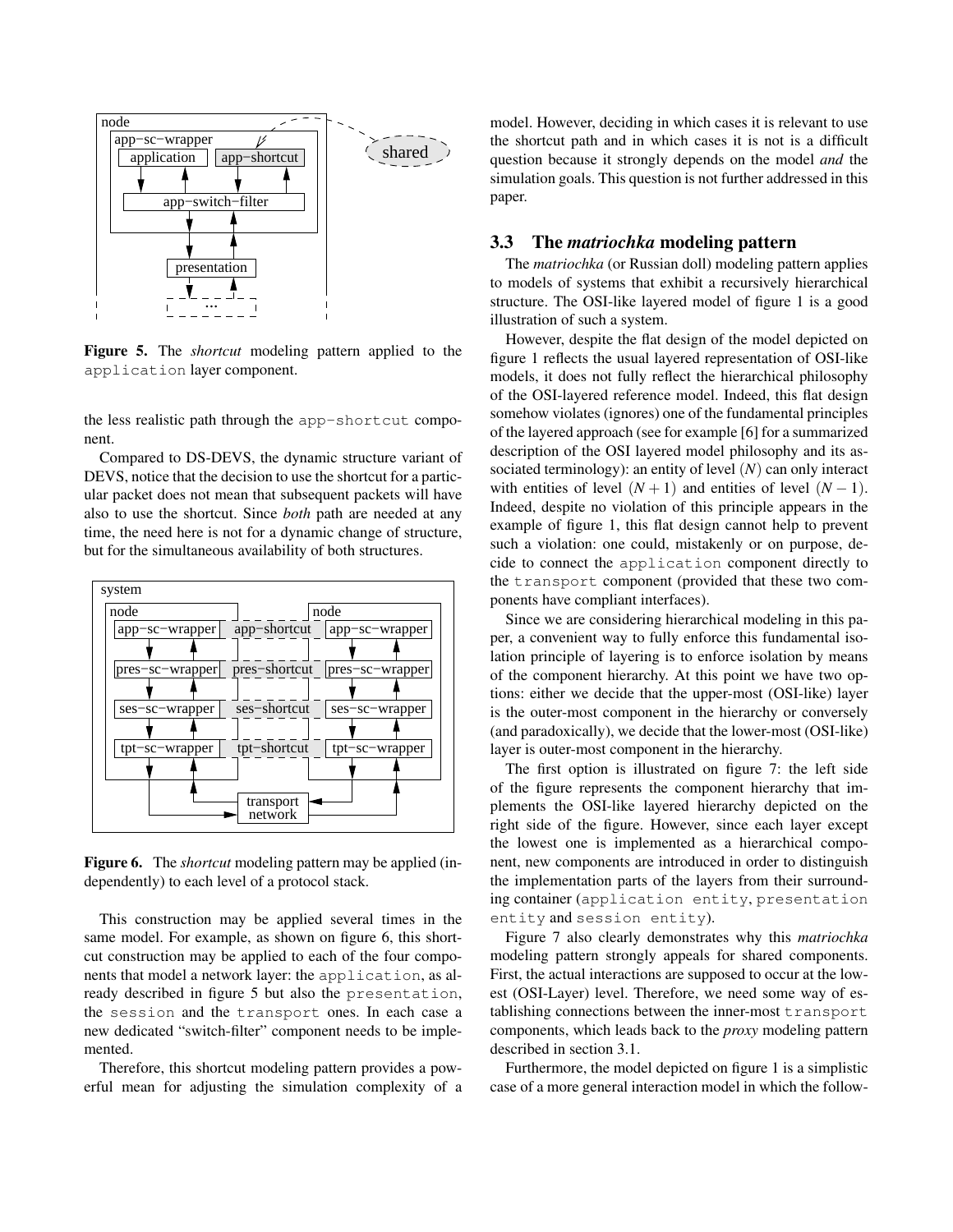**Figure 5.** The *shortcut* modeling pattern applied to the `application` layer component.

the less realistic path through the `app-shortcut` component.

Compared to DS-DEVS, the dynamic structure variant of DEVS, notice that the decision to use the shortcut for a particular packet does not mean that subsequent packets will have also to use the shortcut. Since *both* path are needed at any time, the need here is not for a dynamic change of structure, but for the simultaneous availability of both structures.

**Figure 6.** The *shortcut* modeling pattern may be applied (independently) to each level of a protocol stack.

This construction may be applied several times in the same model. For example, as shown on figure 6, this shortcut construction may be applied to each of the four components that model a network layer: the `application`, as already described in figure 5 but also the `presentation`, the `session` and the `transport` ones. In each case a new dedicated "switch-filter" component needs to be implemented.

Therefore, this shortcut modeling pattern provides a powerful mean for adjusting the simulation complexity of a model. However, deciding in which cases it is relevant to use the shortcut path and in which cases it is not is a difficult question because it strongly depends on the model *and* the simulation goals. This question is not further addressed in this paper.

### 3.3 The *matriochka* modeling pattern

The *matriochka* (or Russian doll) modeling pattern applies to models of systems that exhibit a recursively hierarchical structure. The OSI-like layered model of figure 1 is a good illustration of such a system.

However, despite the flat design of the model depicted on figure 1 reflects the usual layered representation of OSI-like models, it does not fully reflect the hierarchical philosophy of the OSI-layered reference model. Indeed, this flat design somehow violates (ignores) one of the fundamental principles of the layered approach (see for example [6] for a summarized description of the OSI layered model philosophy and its associated terminology): an entity of level $(N)$ can only interact with entities of level $(N+1)$ and entities of level $(N-1)$. Indeed, despite no violation of this principle appears in the example of figure 1, this flat design cannot help to prevent such a violation: one could, mistakenly or on purpose, decide to connect the `application` component directly to the `transport` component (provided that these two components have compliant interfaces).

Since we are considering hierarchical modeling in this paper, a convenient way to fully enforce this fundamental isolation principle of layering is to enforce isolation by means of the component hierarchy. At this point we have two options: either we decide that the upper-most (OSI-like) layer is the outer-most component in the hierarchy or conversely (and paradoxically), we decide that the lower-most (OSI-like) layer is outer-most component in the hierarchy.

The first option is illustrated on figure 7: the left side of the figure represents the component hierarchy that implements the OSI-like layered hierarchy depicted on the right side of the figure. However, since each layer except the lowest one is implemented as a hierarchical component, new components are introduced in order to distinguish the implementation parts of the layers from their surrounding container (`application entity`, `presentation entity` and `session entity`).

Figure 7 also clearly demonstrates why this *matriochka* modeling pattern strongly appeals for shared components. First, the actual interactions are supposed to occur at the lowest (OSI-Layer) level. Therefore, we need some way of establishing connections between the inner-most `transport` components, which leads back to the *proxy* modeling pattern described in section 3.1.

Furthermore, the model depicted on figure 1 is a simplistic case of a more general interaction model in which the follow-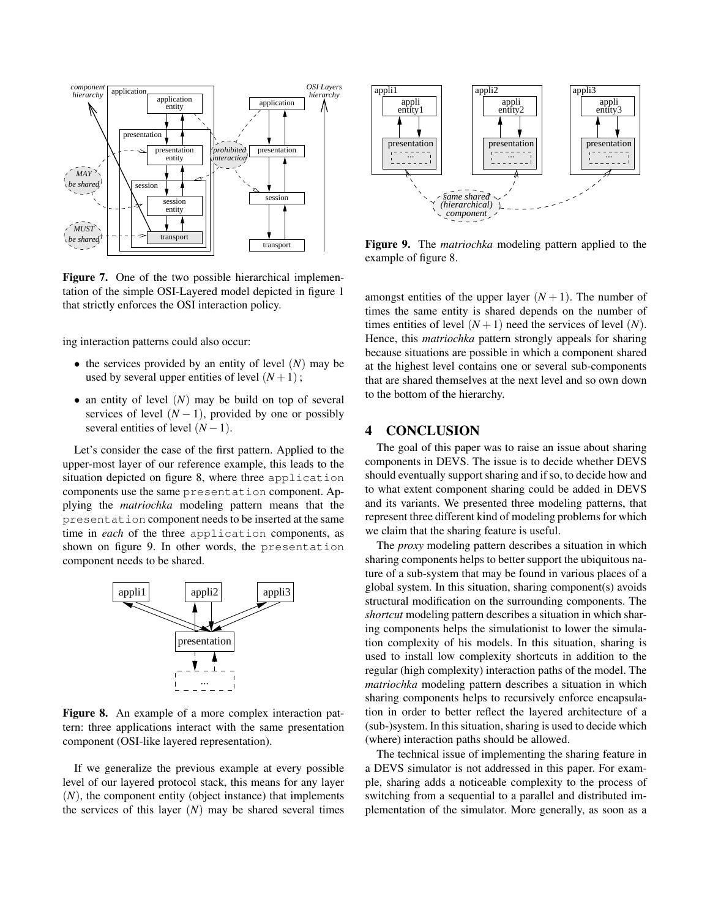Figure 7. One of the two possible hierarchical implementation of the simple OSI-Layered model depicted in figure 1 that strictly enforces the OSI interaction policy.

ing interaction patterns could also occur:

- the services provided by an entity of level $(N)$ may be used by several upper entities of level $(N+1)$ ;
- an entity of level $(N)$ may be build on top of several services of level $(N-1)$, provided by one or possibly several entities of level $(N-1)$.

Let's consider the case of the first pattern. Applied to the upper-most layer of our reference example, this leads to the situation depicted on figure 8, where three `application` components use the same `presentation` component. Applying the *matriochka* modeling pattern means that the `presentation` component needs to be inserted at the same time in *each* of the three `application` components, as shown on figure 9. In other words, the `presentation` component needs to be shared.

Figure 8. An example of a more complex interaction pattern: three applications interact with the same presentation component (OSI-like layered representation).

If we generalize the previous example at every possible level of our layered protocol stack, this means for any layer $(N)$, the component entity (object instance) that implements the services of this layer $(N)$ may be shared several times amongst entities of the upper layer $(N+1)$. The number of times the same entity is shared depends on the number of times entities of level $(N+1)$ need the services of level $(N)$. Hence, this *matriochka* pattern strongly appeals for sharing because situations are possible in which a component shared at the highest level contains one or several sub-components that are shared themselves at the next level and so own down to the bottom of the hierarchy.

Figure 9. The *matriochka* modeling pattern applied to the example of figure 8.

# 4 CONCLUSION

The goal of this paper was to raise an issue about sharing components in DEVS. The issue is to decide whether DEVS should eventually support sharing and if so, to decide how and to what extent component sharing could be added in DEVS and its variants. We presented three modeling patterns, that represent three different kind of modeling problems for which we claim that the sharing feature is useful.

The *proxy* modeling pattern describes a situation in which sharing components helps to better support the ubiquitous nature of a sub-system that may be found in various places of a global system. In this situation, sharing component(s) avoids structural modification on the surrounding components. The *shortcut* modeling pattern describes a situation in which sharing components helps the simulationist to lower the simulation complexity of his models. In this situation, sharing is used to install low complexity shortcuts in addition to the regular (high complexity) interaction paths of the model. The *matriochka* modeling pattern describes a situation in which sharing components helps to recursively enforce encapsulation in order to better reflect the layered architecture of a (sub-)system. In this situation, sharing is used to decide which (where) interaction paths should be allowed.

The technical issue of implementing the sharing feature in a DEVS simulator is not addressed in this paper. For example, sharing adds a noticeable complexity to the process of switching from a sequential to a parallel and distributed implementation of the simulator. More generally, as soon as a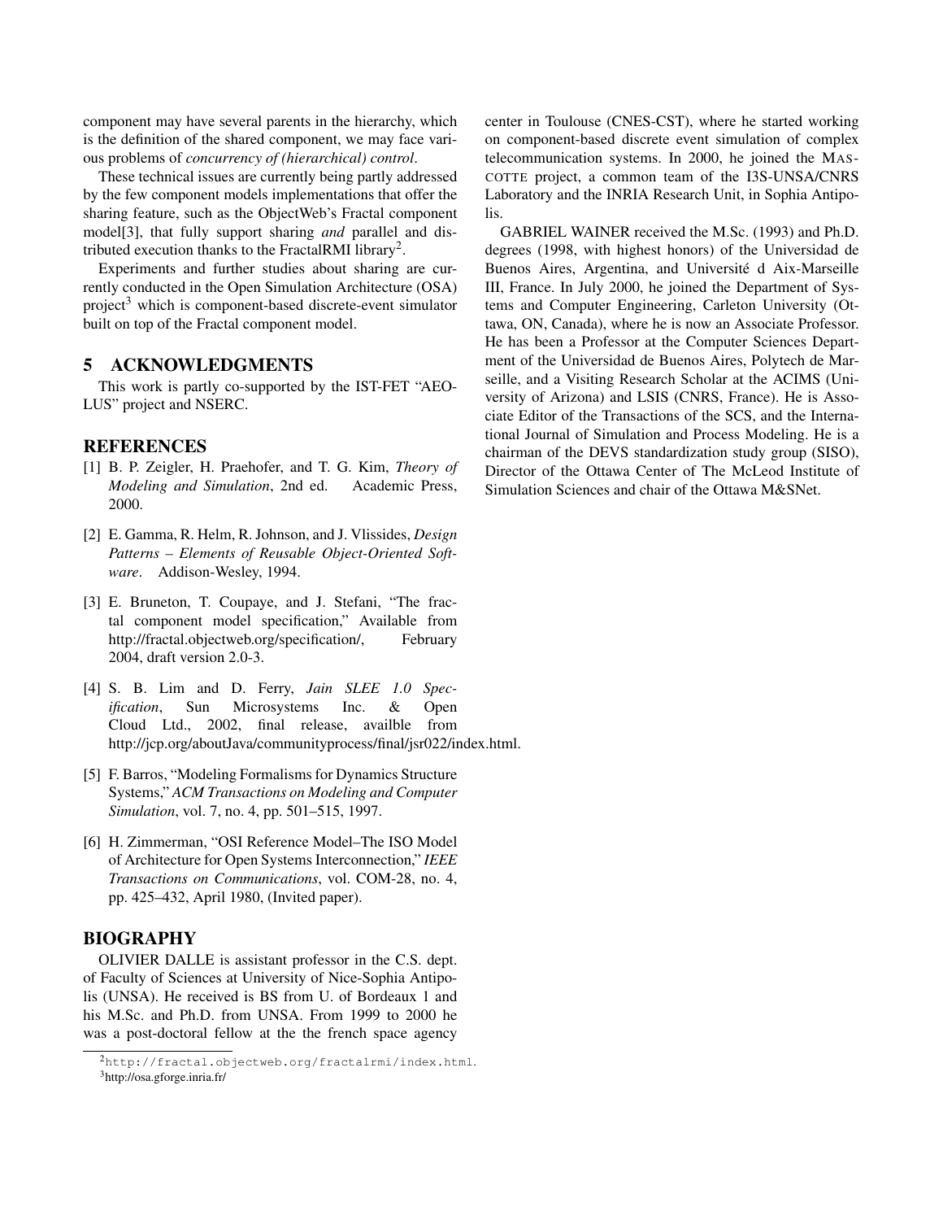component may have several parents in the hierarchy, which is the definition of the shared component, we may face various problems of *concurrency of (hierarchical) control*.

These technical issues are currently being partly addressed by the few component models implementations that offer the sharing feature, such as the ObjectWeb's Fractal component model[3], that fully support sharing *and* parallel and distributed execution thanks to the FractalRMI library[2].

Experiments and further studies about sharing are currently conducted in the Open Simulation Architecture (OSA) project[3] which is component-based discrete-event simulator built on top of the Fractal component model.

## 5 ACKNOWLEDGMENTS

This work is partly co-supported by the IST-FET "AEOLUS" project and NSERC.

## REFERENCES

[1] B. P. Zeigler, H. Praehofer, and T. G. Kim, *Theory of Modeling and Simulation*, 2nd ed. Academic Press, 2000.

[2] E. Gamma, R. Helm, R. Johnson, and J. Vlissides, *Design Patterns – Elements of Reusable Object-Oriented Software*. Addison-Wesley, 1994.

[3] E. Bruneton, T. Coupaye, and J. Stefani, "The fractal component model specification," Available from http://fractal.objectweb.org/specification/, February 2004, draft version 2.0-3.

[4] S. B. Lim and D. Ferry, *Jain SLEE 1.0 Specification*, Sun Microsystems Inc. & Open Cloud Ltd., 2002, final release, availble from http://jcp.org/aboutJava/communityprocess/final/jsr022/index.html.

[5] F. Barros, "Modeling Formalisms for Dynamics Structure Systems," *ACM Transactions on Modeling and Computer Simulation*, vol. 7, no. 4, pp. 501–515, 1997.

[6] H. Zimmerman, "OSI Reference Model–The ISO Model of Architecture for Open Systems Interconnection," *IEEE Transactions on Communications*, vol. COM-28, no. 4, pp. 425–432, April 1980, (Invited paper).

## BIOGRAPHY

OLIVIER DALLE is assistant professor in the C.S. dept. of Faculty of Sciences at University of Nice-Sophia Antipolis (UNSA). He received is BS from U. of Bordeaux 1 and his M.Sc. and Ph.D. from UNSA. From 1999 to 2000 he was a post-doctoral fellow at the the french space agency center in Toulouse (CNES-CST), where he started working on component-based discrete event simulation of complex telecommunication systems. In 2000, he joined the MASCOTTE project, a common team of the I3S-UNSA/CNRS Laboratory and the INRIA Research Unit, in Sophia Antipolis.

GABRIEL WAINER received the M.Sc. (1993) and Ph.D. degrees (1998, with highest honors) of the Universidad de Buenos Aires, Argentina, and Université d Aix-Marseille III, France. In July 2000, he joined the Department of Systems and Computer Engineering, Carleton University (Ottawa, ON, Canada), where he is now an Associate Professor. He has been a Professor at the Computer Sciences Department of the Universidad de Buenos Aires, Polytech de Marseille, and a Visiting Research Scholar at the ACIMS (University of Arizona) and LSIS (CNRS, France). He is Associate Editor of the Transactions of the SCS, and the International Journal of Simulation and Process Modeling. He is a chairman of the DEVS standardization study group (SISO), Director of the Ottawa Center of The McLeod Institute of Simulation Sciences and chair of the Ottawa M&SNet.

[2] http://fractal.objectweb.org/fractalrmi/index.html.

[3] http://osa.gforge.inria.fr/